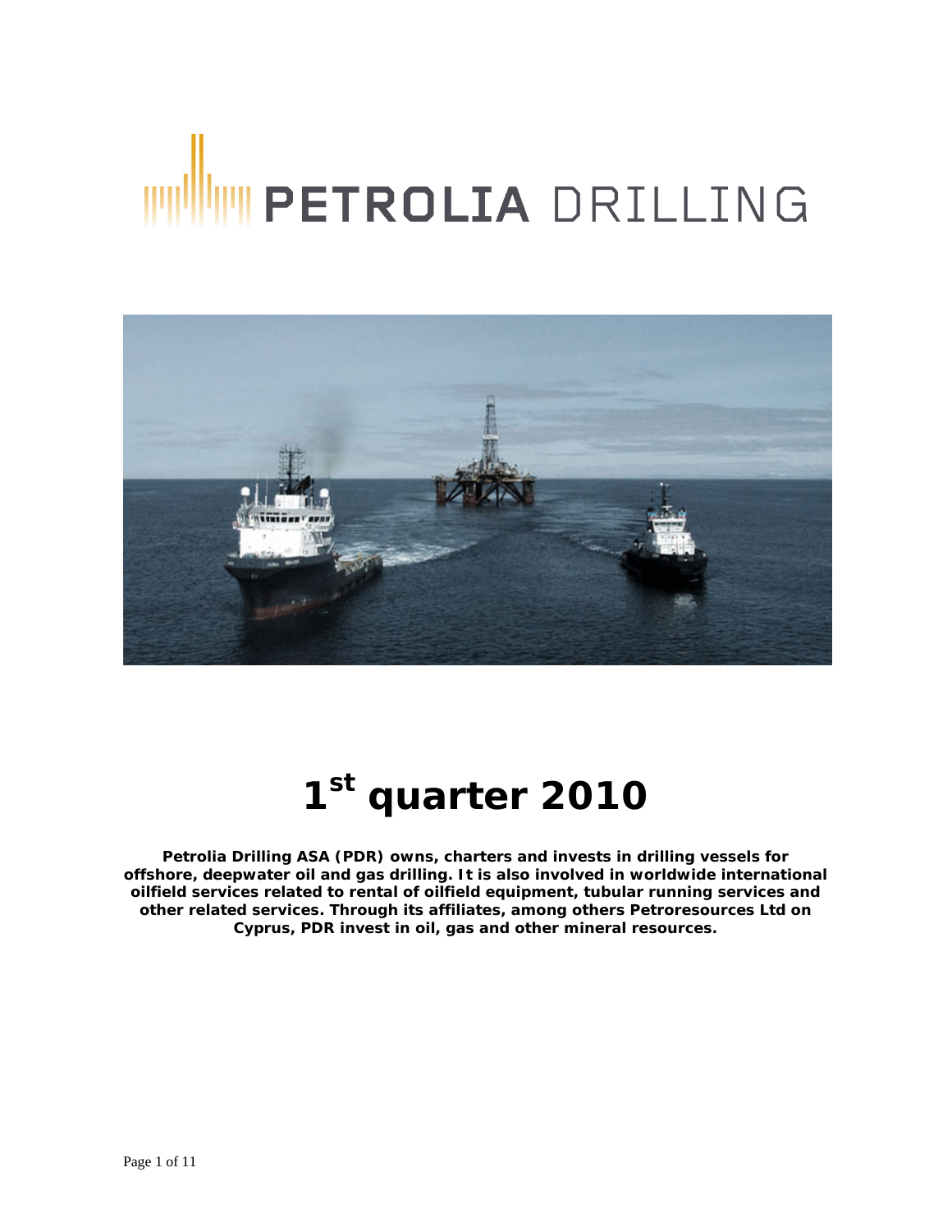# PETROLIA DRILLING

# 1st quarter 2010

**Petrolia Drilling ASA (PDR) owns, charters and invests in drilling vessels for offshore, deepwater oil and gas drilling. It is also involved in worldwide international oilfield services related to rental of oilfield equipment, tubular running services and other related services. Through its affiliates, among others Petroresources Ltd on Cyprus, PDR invest in oil, gas and other mineral resources.**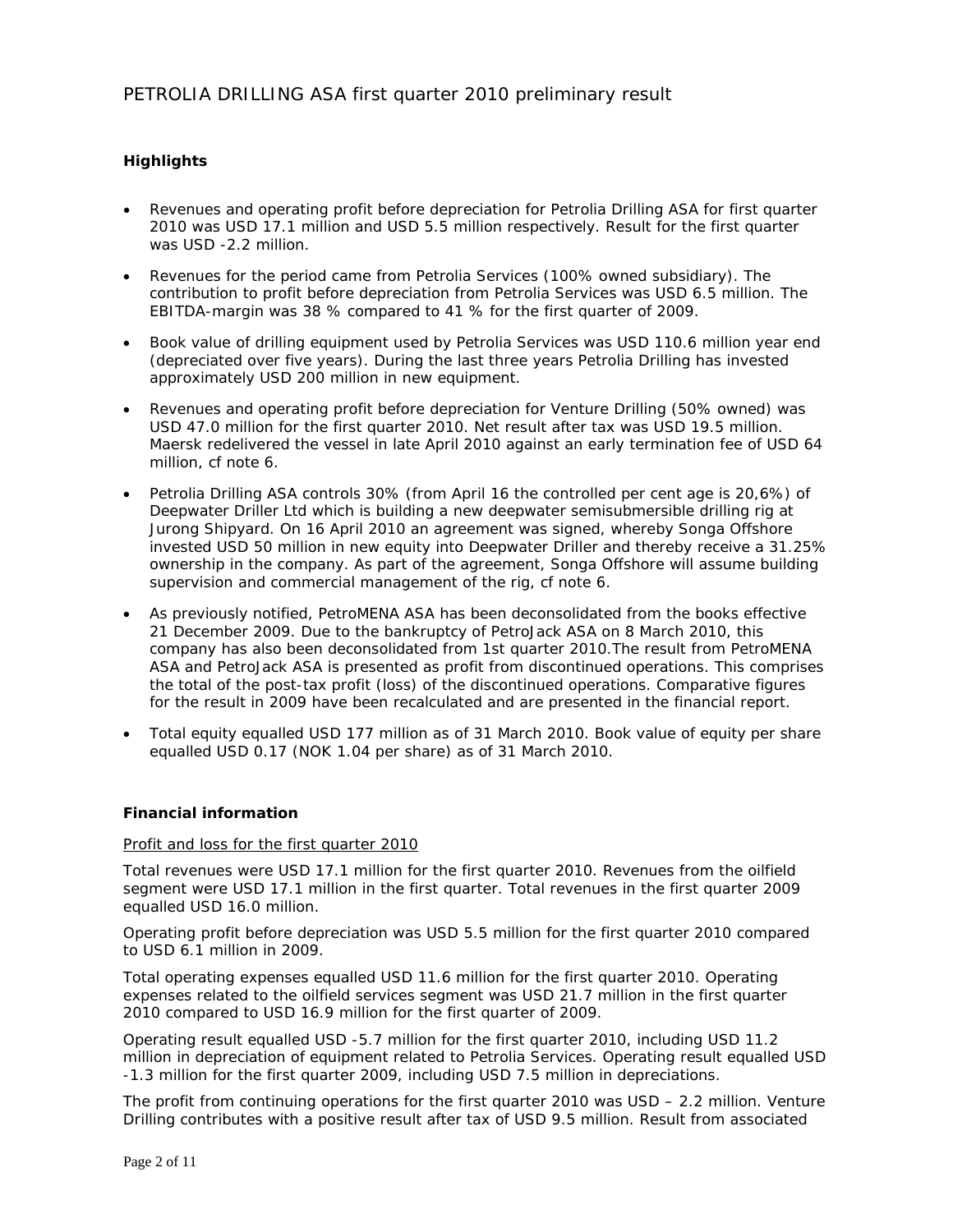PETROLIA DRILLING ASA first quarter 2010 preliminary result

### Highlights

- Revenues and operating profit before depreciation for Petrolia Drilling ASA for first quarter 2010 was USD 17.1 million and USD 5.5 million respectively. Result for the first quarter was USD -2.2 million.
- Revenues for the period came from Petrolia Services (100% owned subsidiary). The contribution to profit before depreciation from Petrolia Services was USD 6.5 million. The EBITDA-margin was 38 % compared to 41 % for the first quarter of 2009.
- Book value of drilling equipment used by Petrolia Services was USD 110.6 million year end (depreciated over five years). During the last three years Petrolia Drilling has invested approximately USD 200 million in new equipment.
- Revenues and operating profit before depreciation for Venture Drilling (50% owned) was USD 47.0 million for the first quarter 2010. Net result after tax was USD 19.5 million. Maersk redelivered the vessel in late April 2010 against an early termination fee of USD 64 million, cf note 6.
- Petrolia Drilling ASA controls 30% (from April 16 the controlled per cent age is 20,6%) of Deepwater Driller Ltd which is building a new deepwater semisubmersible drilling rig at Jurong Shipyard. On 16 April 2010 an agreement was signed, whereby Songa Offshore invested USD 50 million in new equity into Deepwater Driller and thereby receive a 31.25% ownership in the company. As part of the agreement, Songa Offshore will assume building supervision and commercial management of the rig, cf note 6.
- As previously notified, PetroMENA ASA has been deconsolidated from the books effective 21 December 2009. Due to the bankruptcy of PetroJack ASA on 8 March 2010, this company has also been deconsolidated from 1st quarter 2010.The result from PetroMENA ASA and PetroJack ASA is presented as profit from discontinued operations. This comprises the total of the post-tax profit (loss) of the discontinued operations. Comparative figures for the result in 2009 have been recalculated and are presented in the financial report.
- Total equity equalled USD 177 million as of 31 March 2010. Book value of equity per share equalled USD 0.17 (NOK 1.04 per share) as of 31 March 2010.

### Financial information

Profit and loss for the first quarter 2010

Total revenues were USD 17.1 million for the first quarter 2010. Revenues from the oilfield segment were USD 17.1 million in the first quarter. Total revenues in the first quarter 2009 equalled USD 16.0 million.

Operating profit before depreciation was USD 5.5 million for the first quarter 2010 compared to USD 6.1 million in 2009.

Total operating expenses equalled USD 11.6 million for the first quarter 2010. Operating expenses related to the oilfield services segment was USD 21.7 million in the first quarter 2010 compared to USD 16.9 million for the first quarter of 2009.

Operating result equalled USD -5.7 million for the first quarter 2010, including USD 11.2 million in depreciation of equipment related to Petrolia Services. Operating result equalled USD -1.3 million for the first quarter 2009, including USD 7.5 million in depreciations.

The profit from continuing operations for the first quarter 2010 was USD – 2.2 million. Venture Drilling contributes with a positive result after tax of USD 9.5 million. Result from associated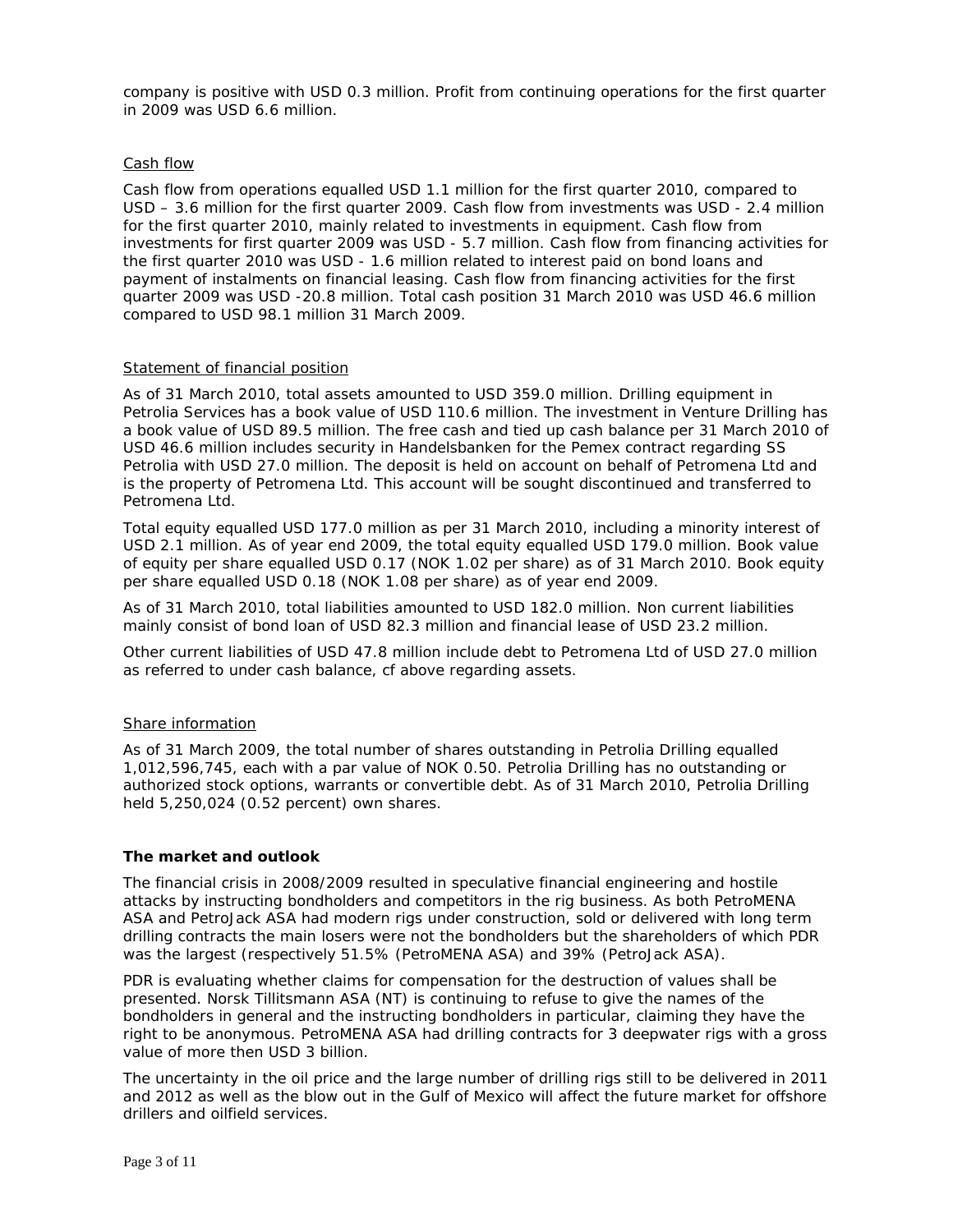company is positive with USD 0.3 million. Profit from continuing operations for the first quarter in 2009 was USD 6.6 million.

Cash flow

Cash flow from operations equalled USD 1.1 million for the first quarter 2010, compared to USD – 3.6 million for the first quarter 2009. Cash flow from investments was USD - 2.4 million for the first quarter 2010, mainly related to investments in equipment. Cash flow from investments for first quarter 2009 was USD - 5.7 million. Cash flow from financing activities for the first quarter 2010 was USD - 1.6 million related to interest paid on bond loans and payment of instalments on financial leasing. Cash flow from financing activities for the first quarter 2009 was USD -20.8 million. Total cash position 31 March 2010 was USD 46.6 million compared to USD 98.1 million 31 March 2009.

Statement of financial position

As of 31 March 2010, total assets amounted to USD 359.0 million. Drilling equipment in Petrolia Services has a book value of USD 110.6 million. The investment in Venture Drilling has a book value of USD 89.5 million. The free cash and tied up cash balance per 31 March 2010 of USD 46.6 million includes security in Handelsbanken for the Pemex contract regarding SS Petrolia with USD 27.0 million. The deposit is held on account on behalf of Petromena Ltd and is the property of Petromena Ltd. This account will be sought discontinued and transferred to Petromena Ltd.

Total equity equalled USD 177.0 million as per 31 March 2010, including a minority interest of USD 2.1 million. As of year end 2009, the total equity equalled USD 179.0 million. Book value of equity per share equalled USD 0.17 (NOK 1.02 per share) as of 31 March 2010. Book equity per share equalled USD 0.18 (NOK 1.08 per share) as of year end 2009.

As of 31 March 2010, total liabilities amounted to USD 182.0 million. Non current liabilities mainly consist of bond loan of USD 82.3 million and financial lease of USD 23.2 million.

Other current liabilities of USD 47.8 million include debt to Petromena Ltd of USD 27.0 million as referred to under cash balance, cf above regarding assets.

Share information

As of 31 March 2009, the total number of shares outstanding in Petrolia Drilling equalled 1,012,596,745, each with a par value of NOK 0.50. Petrolia Drilling has no outstanding or authorized stock options, warrants or convertible debt. As of 31 March 2010, Petrolia Drilling held 5,250,024 (0.52 percent) own shares.

**The market and outlook**

The financial crisis in 2008/2009 resulted in speculative financial engineering and hostile attacks by instructing bondholders and competitors in the rig business. As both PetroMENA ASA and PetroJack ASA had modern rigs under construction, sold or delivered with long term drilling contracts the main losers were not the bondholders but the shareholders of which PDR was the largest (respectively 51.5% (PetroMENA ASA) and 39% (PetroJack ASA).

PDR is evaluating whether claims for compensation for the destruction of values shall be presented. Norsk Tillitsmann ASA (NT) is continuing to refuse to give the names of the bondholders in general and the instructing bondholders in particular, claiming they have the right to be anonymous. PetroMENA ASA had drilling contracts for 3 deepwater rigs with a gross value of more then USD 3 billion.

The uncertainty in the oil price and the large number of drilling rigs still to be delivered in 2011 and 2012 as well as the blow out in the Gulf of Mexico will affect the future market for offshore drillers and oilfield services.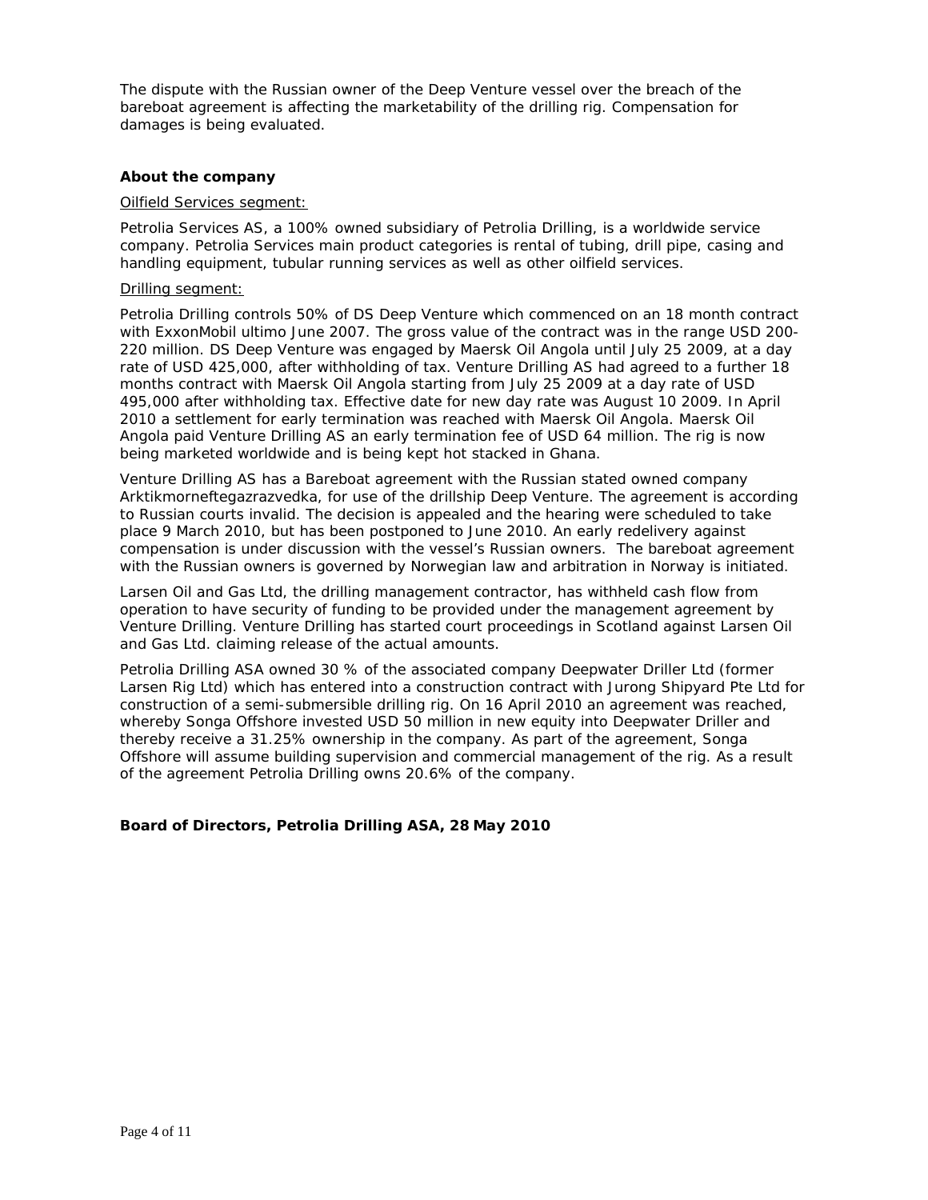The dispute with the Russian owner of the Deep Venture vessel over the breach of the bareboat agreement is affecting the marketability of the drilling rig. Compensation for damages is being evaluated.

### About the company

Oilfield Services segment:

Petrolia Services AS, a 100% owned subsidiary of Petrolia Drilling, is a worldwide service company. Petrolia Services main product categories is rental of tubing, drill pipe, casing and handling equipment, tubular running services as well as other oilfield services.

Drilling segment:

Petrolia Drilling controls 50% of DS Deep Venture which commenced on an 18 month contract with ExxonMobil ultimo June 2007. The gross value of the contract was in the range USD 200-220 million. DS Deep Venture was engaged by Maersk Oil Angola until July 25 2009, at a day rate of USD 425,000, after withholding of tax. Venture Drilling AS had agreed to a further 18 months contract with Maersk Oil Angola starting from July 25 2009 at a day rate of USD 495,000 after withholding tax. Effective date for new day rate was August 10 2009. In April 2010 a settlement for early termination was reached with Maersk Oil Angola. Maersk Oil Angola paid Venture Drilling AS an early termination fee of USD 64 million. The rig is now being marketed worldwide and is being kept hot stacked in Ghana.

Venture Drilling AS has a Bareboat agreement with the Russian stated owned company Arktikmorneftegazrazvedka, for use of the drillship Deep Venture. The agreement is according to Russian courts invalid. The decision is appealed and the hearing were scheduled to take place 9 March 2010, but has been postponed to June 2010. An early redelivery against compensation is under discussion with the vessel's Russian owners. The bareboat agreement with the Russian owners is governed by Norwegian law and arbitration in Norway is initiated.

Larsen Oil and Gas Ltd, the drilling management contractor, has withheld cash flow from operation to have security of funding to be provided under the management agreement by Venture Drilling. Venture Drilling has started court proceedings in Scotland against Larsen Oil and Gas Ltd. claiming release of the actual amounts.

Petrolia Drilling ASA owned 30 % of the associated company Deepwater Driller Ltd (former Larsen Rig Ltd) which has entered into a construction contract with Jurong Shipyard Pte Ltd for construction of a semi-submersible drilling rig. On 16 April 2010 an agreement was reached, whereby Songa Offshore invested USD 50 million in new equity into Deepwater Driller and thereby receive a 31.25% ownership in the company. As part of the agreement, Songa Offshore will assume building supervision and commercial management of the rig. As a result of the agreement Petrolia Drilling owns 20.6% of the company.

**Board of Directors, Petrolia Drilling ASA, 28 May 2010**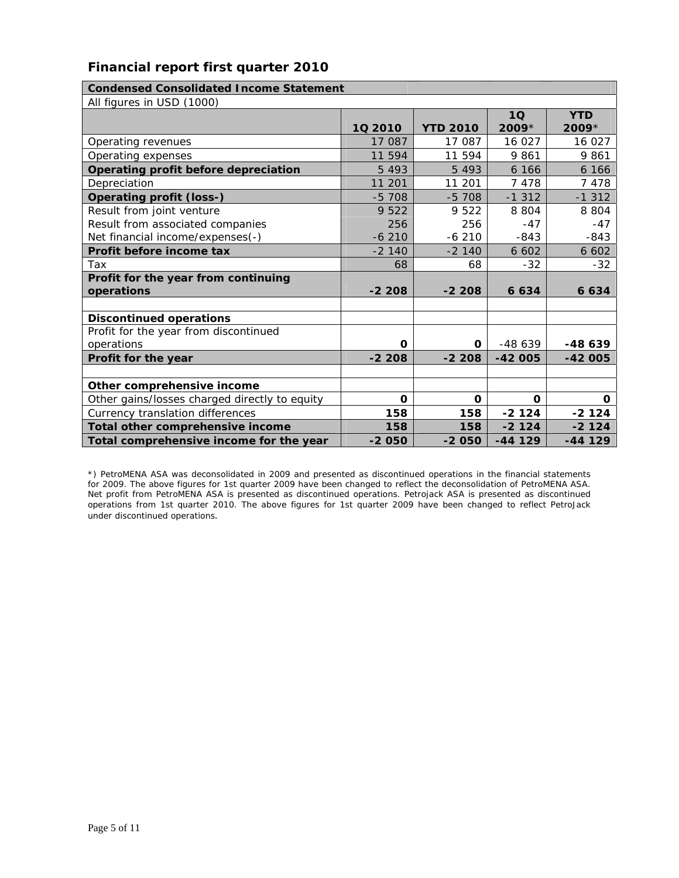## Financial report first quarter 2010

| Condensed Consolidated Income Statement | | | | |
|---|---|---|---|---|
| All figures in USD (1000) | | | | |
| | 1Q 2010 | YTD 2010 | 1Q 2009* | YTD 2009* |
| Operating revenues | 17 087 | 17 087 | 16 027 | 16 027 |
| Operating expenses | 11 594 | 11 594 | 9 861 | 9 861 |
| **Operating profit before depreciation** | 5 493 | 5 493 | 6 166 | 6 166 |
| Depreciation | 11 201 | 11 201 | 7 478 | 7 478 |
| **Operating profit (loss-)** | -5 708 | -5 708 | -1 312 | -1 312 |
| Result from joint venture | 9 522 | 9 522 | 8 804 | 8 804 |
| Result from associated companies | 256 | 256 | -47 | -47 |
| Net financial income/expenses(-) | -6 210 | -6 210 | -843 | -843 |
| **Profit before income tax** | -2 140 | -2 140 | 6 602 | 6 602 |
| Tax | 68 | 68 | -32 | -32 |
| **Profit for the year from continuing operations** | **-2 208** | **-2 208** | **6 634** | **6 634** |
| | | | | |
| **Discontinued operations** | | | | |
| Profit for the year from discontinued operations | **0** | **0** | -48 639 | **-48 639** |
| **Profit for the year** | **-2 208** | **-2 208** | **-42 005** | **-42 005** |
| | | | | |
| **Other comprehensive income** | | | | |
| Other gains/losses charged directly to equity | **0** | **0** | **0** | **0** |
| Currency translation differences | **158** | **158** | **-2 124** | **-2 124** |
| **Total other comprehensive income** | **158** | **158** | **-2 124** | **-2 124** |
| **Total comprehensive income for the year** | **-2 050** | **-2 050** | **-44 129** | **-44 129** |

*) PetroMENA ASA was deconsolidated in 2009 and presented as discontinued operations in the financial statements for 2009. The above figures for 1st quarter 2009 have been changed to reflect the deconsolidation of PetroMENA ASA. Net profit from PetroMENA ASA is presented as discontinued operations. Petrojack ASA is presented as discontinued operations from 1st quarter 2010. The above figures for 1st quarter 2009 have been changed to reflect PetroJack under discontinued operations.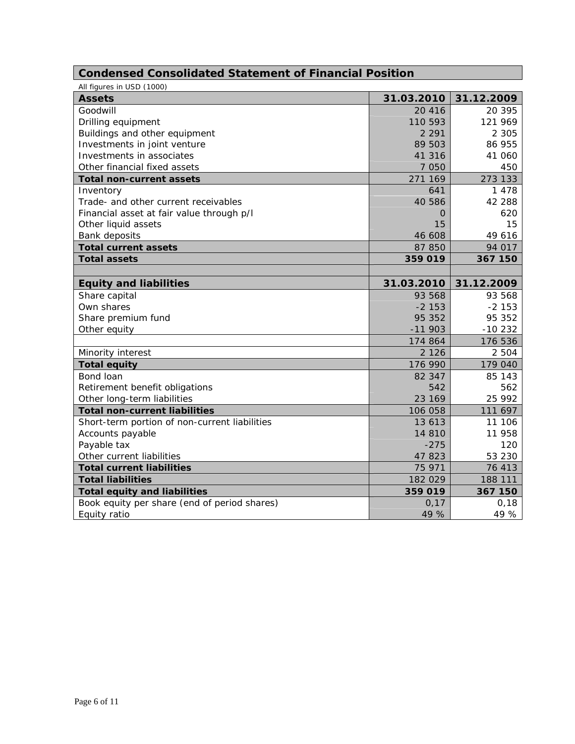## Condensed Consolidated Statement of Financial Position

All figures in USD (1000)

| Assets | 31.03.2010 | 31.12.2009 |
|---|---|---|
| Goodwill | 20 416 | 20 395 |
| Drilling equipment | 110 593 | 121 969 |
| Buildings and other equipment | 2 291 | 2 305 |
| Investments in joint venture | 89 503 | 86 955 |
| Investments in associates | 41 316 | 41 060 |
| Other financial fixed assets | 7 050 | 450 |
| **Total non-current assets** | 271 169 | 273 133 |
| Inventory | 641 | 1 478 |
| Trade- and other current receivables | 40 586 | 42 288 |
| Financial asset at fair value through p/l | 0 | 620 |
| Other liquid assets | 15 | 15 |
| Bank deposits | 46 608 | 49 616 |
| **Total current assets** | 87 850 | 94 017 |
| **Total assets** | **359 019** | **367 150** |

| Equity and liabilities | 31.03.2010 | 31.12.2009 |
|---|---|---|
| Share capital | 93 568 | 93 568 |
| Own shares | -2 153 | -2 153 |
| Share premium fund | 95 352 | 95 352 |
| Other equity | -11 903 | -10 232 |
| | 174 864 | 176 536 |
| Minority interest | 2 126 | 2 504 |
| **Total equity** | 176 990 | 179 040 |
| Bond loan | 82 347 | 85 143 |
| Retirement benefit obligations | 542 | 562 |
| Other long-term liabilities | 23 169 | 25 992 |
| **Total non-current liabilities** | 106 058 | 111 697 |
| Short-term portion of non-current liabilities | 13 613 | 11 106 |
| Accounts payable | 14 810 | 11 958 |
| Payable tax | -275 | 120 |
| Other current liabilities | 47 823 | 53 230 |
| **Total current liabilities** | 75 971 | 76 413 |
| **Total liabilities** | 182 029 | 188 111 |
| **Total equity and liabilities** | **359 019** | **367 150** |
| Book equity per share (end of period shares) | 0,17 | 0,18 |
| Equity ratio | 49 % | 49 % |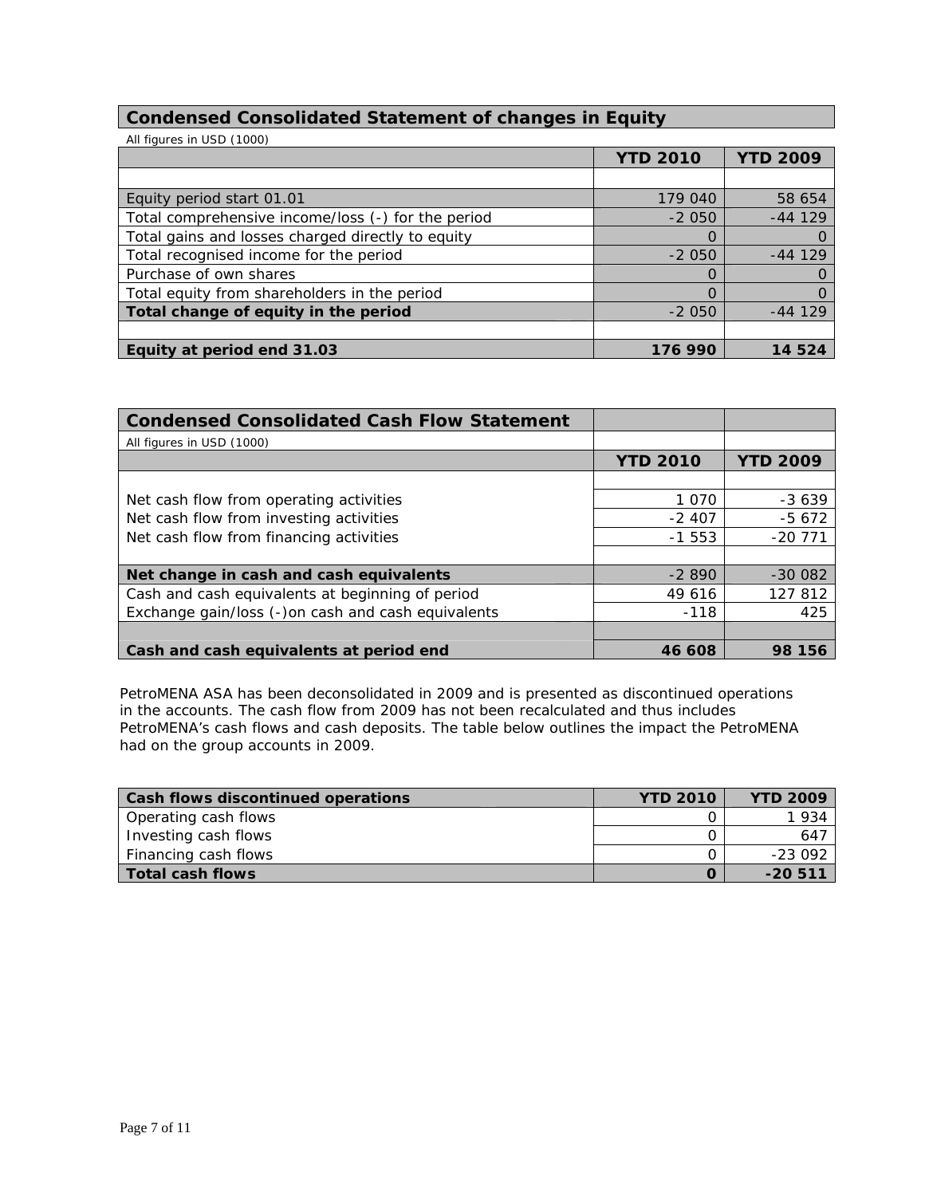## Condensed Consolidated Statement of changes in Equity

All figures in USD (1000)

| | YTD 2010 | YTD 2009 |
|---|---|---|
| Equity period start 01.01 | 179 040 | 58 654 |
| Total comprehensive income/loss (-) for the period | -2 050 | -44 129 |
| Total gains and losses charged directly to equity | 0 | 0 |
| Total recognised income for the period | -2 050 | -44 129 |
| Purchase of own shares | 0 | 0 |
| Total equity from shareholders in the period | 0 | 0 |
| **Total change of equity in the period** | -2 050 | -44 129 |
| | | |
| **Equity at period end 31.03** | **176 990** | **14 524** |

## Condensed Consolidated Cash Flow Statement

All figures in USD (1000)

| | YTD 2010 | YTD 2009 |
|---|---|---|
| Net cash flow from operating activities | 1 070 | -3 639 |
| Net cash flow from investing activities | -2 407 | -5 672 |
| Net cash flow from financing activities | -1 553 | -20 771 |
| | | |
| **Net change in cash and cash equivalents** | -2 890 | -30 082 |
| Cash and cash equivalents at beginning of period | 49 616 | 127 812 |
| Exchange gain/loss (-)on cash and cash equivalents | -118 | 425 |
| | | |
| **Cash and cash equivalents at period end** | **46 608** | **98 156** |

PetroMENA ASA has been deconsolidated in 2009 and is presented as discontinued operations in the accounts. The cash flow from 2009 has not been recalculated and thus includes PetroMENA's cash flows and cash deposits. The table below outlines the impact the PetroMENA had on the group accounts in 2009.

| Cash flows discontinued operations | YTD 2010 | YTD 2009 |
|---|---|---|
| Operating cash flows | 0 | 1 934 |
| Investing cash flows | 0 | 647 |
| Financing cash flows | 0 | -23 092 |
| **Total cash flows** | **0** | **-20 511** |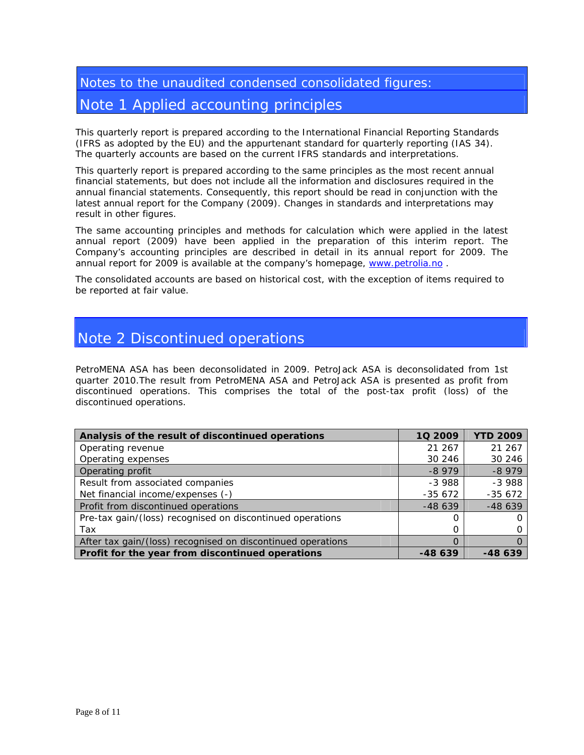# Notes to the unaudited condensed consolidated figures:

## Note 1 Applied accounting principles

This quarterly report is prepared according to the International Financial Reporting Standards (IFRS as adopted by the EU) and the appurtenant standard for quarterly reporting (IAS 34). The quarterly accounts are based on the current IFRS standards and interpretations.

This quarterly report is prepared according to the same principles as the most recent annual financial statements, but does not include all the information and disclosures required in the annual financial statements. Consequently, this report should be read in conjunction with the latest annual report for the Company (2009). Changes in standards and interpretations may result in other figures.

The same accounting principles and methods for calculation which were applied in the latest annual report (2009) have been applied in the preparation of this interim report. The Company's accounting principles are described in detail in its annual report for 2009. The annual report for 2009 is available at the company's homepage, www.petrolia.no .

The consolidated accounts are based on historical cost, with the exception of items required to be reported at fair value.

## Note 2 Discontinued operations

PetroMENA ASA has been deconsolidated in 2009. PetroJack ASA is deconsolidated from 1st quarter 2010.The result from PetroMENA ASA and PetroJack ASA is presented as profit from discontinued operations. This comprises the total of the post-tax profit (loss) of the discontinued operations.

| Analysis of the result of discontinued operations | 1Q 2009 | YTD 2009 |
| --- | --- | --- |
| Operating revenue | 21 267 | 21 267 |
| Operating expenses | 30 246 | 30 246 |
| Operating profit | -8 979 | -8 979 |
| Result from associated companies | -3 988 | -3 988 |
| Net financial income/expenses (-) | -35 672 | -35 672 |
| Profit from discontinued operations | -48 639 | -48 639 |
| Pre-tax gain/(loss) recognised on discontinued operations | 0 | 0 |
| Tax | 0 | 0 |
| After tax gain/(loss) recognised on discontinued operations | 0 | 0 |
| **Profit for the year from discontinued operations** | **-48 639** | **-48 639** |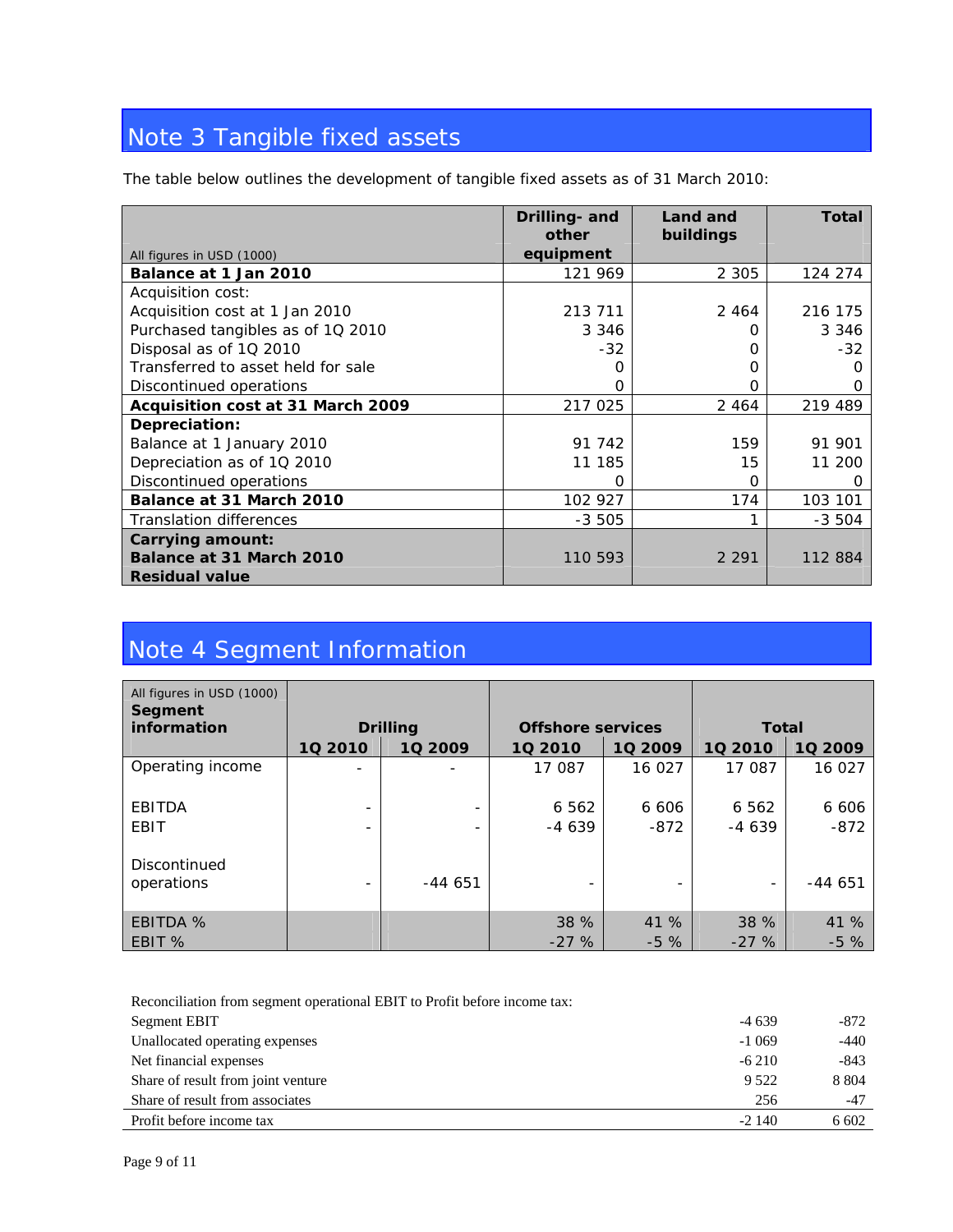## Note 3 Tangible fixed assets

The table below outlines the development of tangible fixed assets as of 31 March 2010:

| All figures in USD (1000) | Drilling- and other equipment | Land and buildings | Total |
|---|---|---|---|
| **Balance at 1 Jan 2010** | 121 969 | 2 305 | 124 274 |
| Acquisition cost: | | | |
| Acquisition cost at 1 Jan 2010 | 213 711 | 2 464 | 216 175 |
| Purchased tangibles as of 1Q 2010 | 3 346 | 0 | 3 346 |
| Disposal as of 1Q 2010 | -32 | 0 | -32 |
| Transferred to asset held for sale | 0 | 0 | 0 |
| Discontinued operations | 0 | 0 | 0 |
| **Acquisition cost at 31 March 2009** | 217 025 | 2 464 | 219 489 |
| **Depreciation:** | | | |
| Balance at 1 January 2010 | 91 742 | 159 | 91 901 |
| Depreciation as of 1Q 2010 | 11 185 | 15 | 11 200 |
| Discontinued operations | 0 | 0 | 0 |
| **Balance at 31 March 2010** | 102 927 | 174 | 103 101 |
| Translation differences | -3 505 | 1 | -3 504 |
| **Carrying amount:** | | | |
| **Balance at 31 March 2010** | 110 593 | 2 291 | 112 884 |
| **Residual value** | | | |

## Note 4 Segment Information

| All figures in USD (1000) **Segment information** | **Drilling** | | **Offshore services** | | **Total** | |
|---|---|---|---|---|---|---|
| | **1Q 2010** | **1Q 2009** | **1Q 2010** | **1Q 2009** | **1Q 2010** | **1Q 2009** |
| Operating income | - | - | 17 087 | 16 027 | 17 087 | 16 027 |
| EBITDA | - | - | 6 562 | 6 606 | 6 562 | 6 606 |
| EBIT | - | - | -4 639 | -872 | -4 639 | -872 |
| Discontinued operations | - | -44 651 | - | - | - | -44 651 |
| EBITDA % | | | 38 % | 41 % | 38 % | 41 % |
| EBIT % | | | -27 % | -5 % | -27 % | -5 % |

| Reconciliation from segment operational EBIT to Profit before income tax: | | |
|---|---|---|
| Segment EBIT | -4 639 | -872 |
| Unallocated operating expenses | -1 069 | -440 |
| Net financial expenses | -6 210 | -843 |
| Share of result from joint venture | 9 522 | 8 804 |
| Share of result from associates | 256 | -47 |
| Profit before income tax | -2 140 | 6 602 |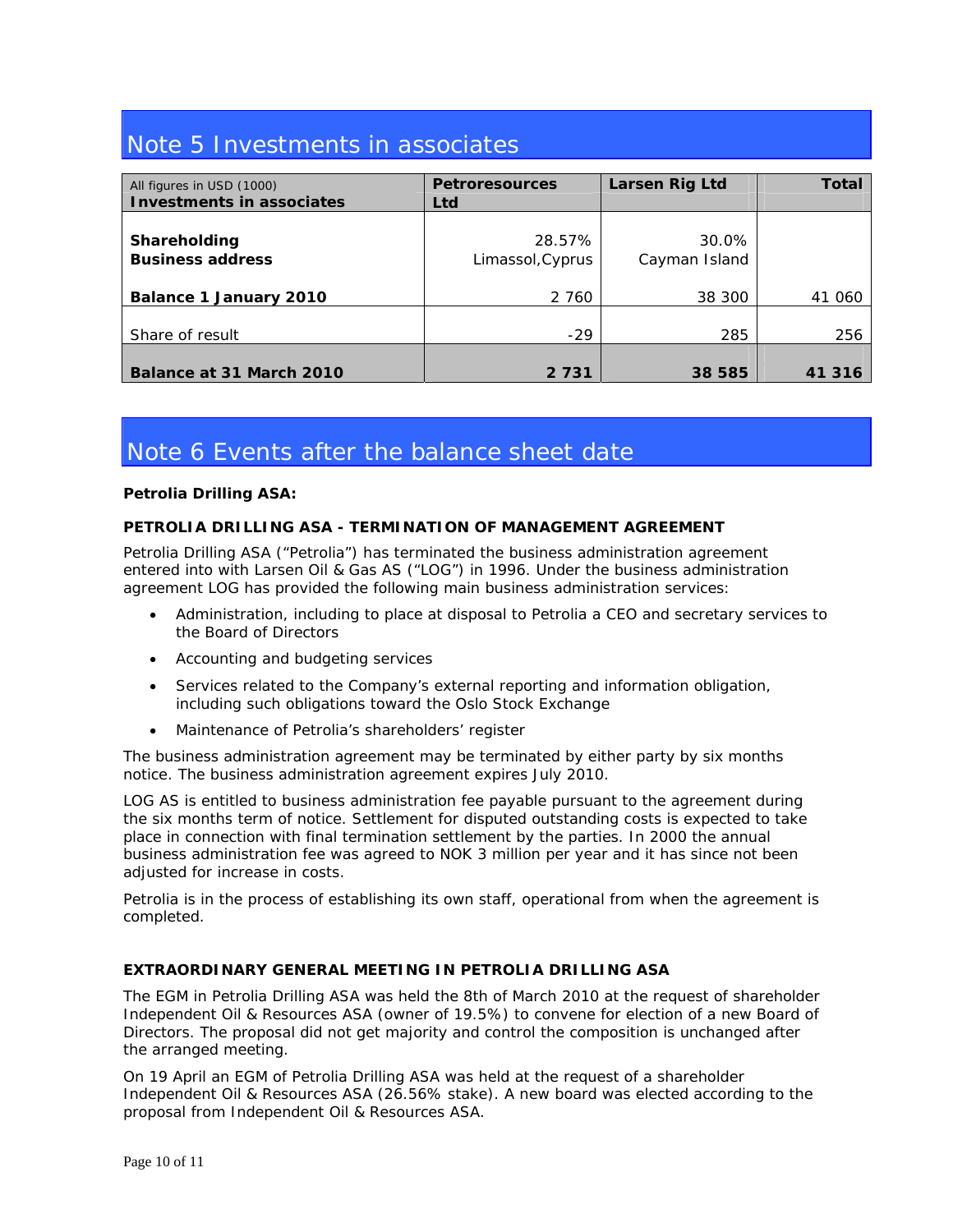## Note 5 Investments in associates

| All figures in USD (1000)<br>**Investments in associates** | **Petroresources Ltd** | **Larsen Rig Ltd** | **Total** |
|---|---|---|---|
| **Shareholding** | 28.57% | 30.0% | |
| **Business address** | Limassol,Cyprus | Cayman Island | |
| **Balance 1 January 2010** | 2 760 | 38 300 | 41 060 |
| Share of result | -29 | 285 | 256 |
| **Balance at 31 March 2010** | **2 731** | **38 585** | **41 316** |

## Note 6 Events after the balance sheet date

**Petrolia Drilling ASA:**

**PETROLIA DRILLING ASA - TERMINATION OF MANAGEMENT AGREEMENT**

Petrolia Drilling ASA ("Petrolia") has terminated the business administration agreement entered into with Larsen Oil & Gas AS ("LOG") in 1996. Under the business administration agreement LOG has provided the following main business administration services:

- Administration, including to place at disposal to Petrolia a CEO and secretary services to the Board of Directors
- Accounting and budgeting services
- Services related to the Company's external reporting and information obligation, including such obligations toward the Oslo Stock Exchange
- Maintenance of Petrolia's shareholders' register

The business administration agreement may be terminated by either party by six months notice. The business administration agreement expires July 2010.

LOG AS is entitled to business administration fee payable pursuant to the agreement during the six months term of notice. Settlement for disputed outstanding costs is expected to take place in connection with final termination settlement by the parties. In 2000 the annual business administration fee was agreed to NOK 3 million per year and it has since not been adjusted for increase in costs.

Petrolia is in the process of establishing its own staff, operational from when the agreement is completed.

**EXTRAORDINARY GENERAL MEETING IN PETROLIA DRILLING ASA**

The EGM in Petrolia Drilling ASA was held the 8th of March 2010 at the request of shareholder Independent Oil & Resources ASA (owner of 19.5%) to convene for election of a new Board of Directors. The proposal did not get majority and control the composition is unchanged after the arranged meeting.

On 19 April an EGM of Petrolia Drilling ASA was held at the request of a shareholder Independent Oil & Resources ASA (26.56% stake). A new board was elected according to the proposal from Independent Oil & Resources ASA.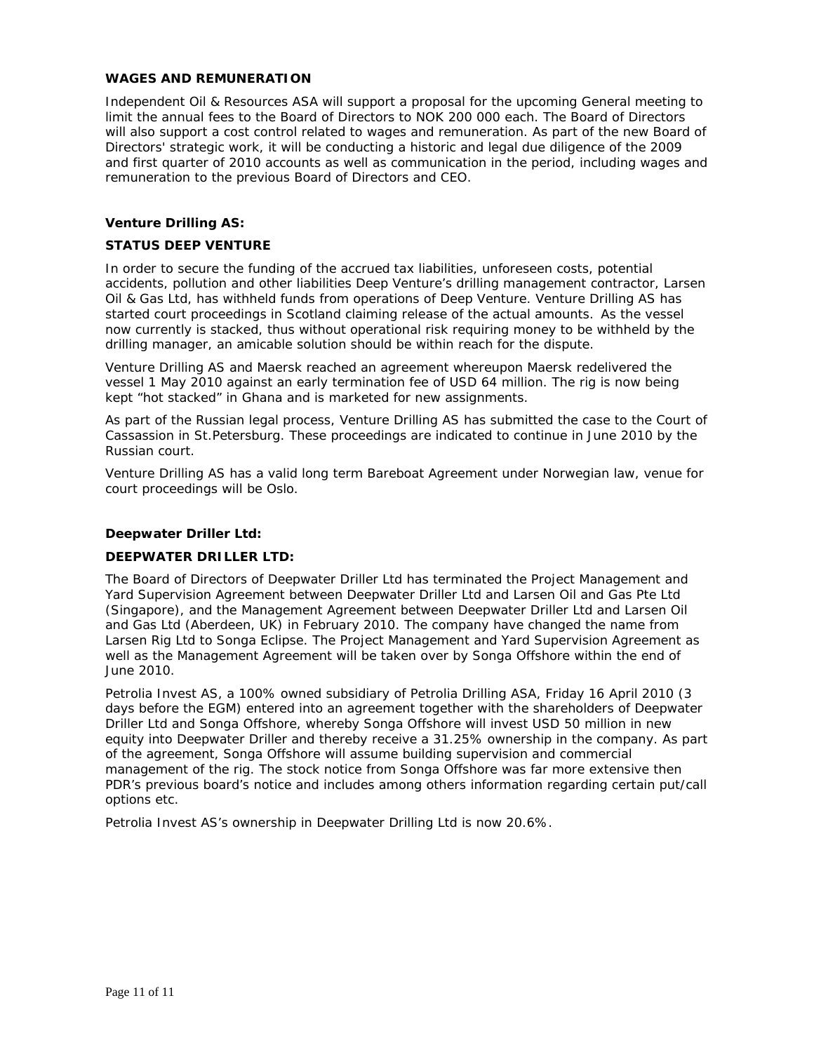**WAGES AND REMUNERATION**

Independent Oil & Resources ASA will support a proposal for the upcoming General meeting to limit the annual fees to the Board of Directors to NOK 200 000 each. The Board of Directors will also support a cost control related to wages and remuneration. As part of the new Board of Directors' strategic work, it will be conducting a historic and legal due diligence of the 2009 and first quarter of 2010 accounts as well as communication in the period, including wages and remuneration to the previous Board of Directors and CEO.

**Venture Drilling AS:**

**STATUS DEEP VENTURE**

In order to secure the funding of the accrued tax liabilities, unforeseen costs, potential accidents, pollution and other liabilities Deep Venture's drilling management contractor, Larsen Oil & Gas Ltd, has withheld funds from operations of Deep Venture. Venture Drilling AS has started court proceedings in Scotland claiming release of the actual amounts. As the vessel now currently is stacked, thus without operational risk requiring money to be withheld by the drilling manager, an amicable solution should be within reach for the dispute.

Venture Drilling AS and Maersk reached an agreement whereupon Maersk redelivered the vessel 1 May 2010 against an early termination fee of USD 64 million. The rig is now being kept "hot stacked" in Ghana and is marketed for new assignments.

As part of the Russian legal process, Venture Drilling AS has submitted the case to the Court of Cassassion in St.Petersburg. These proceedings are indicated to continue in June 2010 by the Russian court.

Venture Drilling AS has a valid long term Bareboat Agreement under Norwegian law, venue for court proceedings will be Oslo.

**Deepwater Driller Ltd:**

**DEEPWATER DRILLER LTD:**

The Board of Directors of Deepwater Driller Ltd has terminated the Project Management and Yard Supervision Agreement between Deepwater Driller Ltd and Larsen Oil and Gas Pte Ltd (Singapore), and the Management Agreement between Deepwater Driller Ltd and Larsen Oil and Gas Ltd (Aberdeen, UK) in February 2010. The company have changed the name from Larsen Rig Ltd to Songa Eclipse. The Project Management and Yard Supervision Agreement as well as the Management Agreement will be taken over by Songa Offshore within the end of June 2010.

Petrolia Invest AS, a 100% owned subsidiary of Petrolia Drilling ASA, Friday 16 April 2010 (3 days before the EGM) entered into an agreement together with the shareholders of Deepwater Driller Ltd and Songa Offshore, whereby Songa Offshore will invest USD 50 million in new equity into Deepwater Driller and thereby receive a 31.25% ownership in the company. As part of the agreement, Songa Offshore will assume building supervision and commercial management of the rig. The stock notice from Songa Offshore was far more extensive then PDR's previous board's notice and includes among others information regarding certain put/call options etc.

Petrolia Invest AS's ownership in Deepwater Drilling Ltd is now 20.6%.